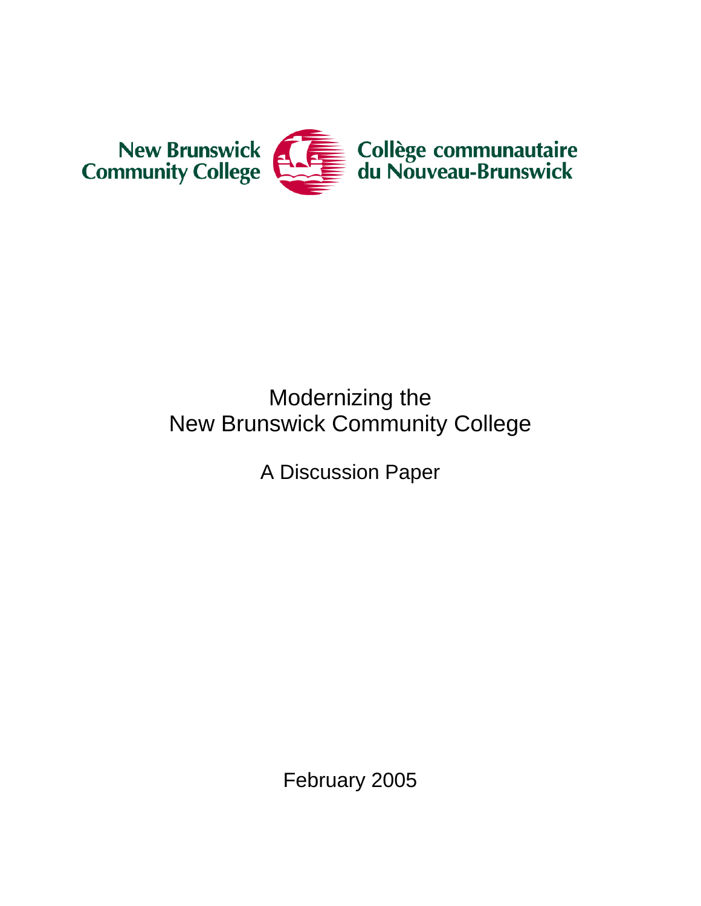New Brunswick Community College

Collège communautaire du Nouveau-Brunswick

# Modernizing the New Brunswick Community College

## A Discussion Paper

February 2005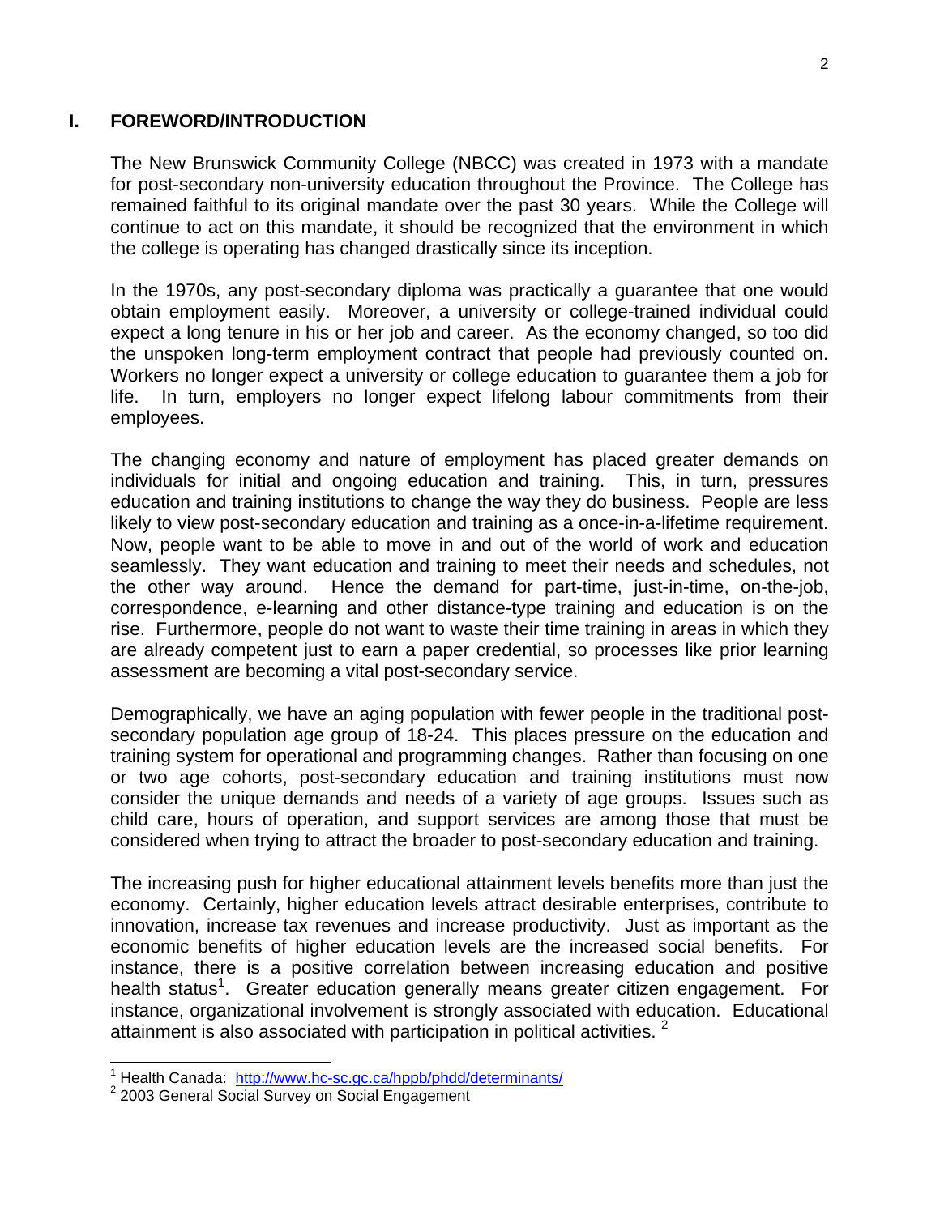# I. FOREWORD/INTRODUCTION

The New Brunswick Community College (NBCC) was created in 1973 with a mandate for post-secondary non-university education throughout the Province. The College has remained faithful to its original mandate over the past 30 years. While the College will continue to act on this mandate, it should be recognized that the environment in which the college is operating has changed drastically since its inception.

In the 1970s, any post-secondary diploma was practically a guarantee that one would obtain employment easily. Moreover, a university or college-trained individual could expect a long tenure in his or her job and career. As the economy changed, so too did the unspoken long-term employment contract that people had previously counted on. Workers no longer expect a university or college education to guarantee them a job for life. In turn, employers no longer expect lifelong labour commitments from their employees.

The changing economy and nature of employment has placed greater demands on individuals for initial and ongoing education and training. This, in turn, pressures education and training institutions to change the way they do business. People are less likely to view post-secondary education and training as a once-in-a-lifetime requirement. Now, people want to be able to move in and out of the world of work and education seamlessly. They want education and training to meet their needs and schedules, not the other way around. Hence the demand for part-time, just-in-time, on-the-job, correspondence, e-learning and other distance-type training and education is on the rise. Furthermore, people do not want to waste their time training in areas in which they are already competent just to earn a paper credential, so processes like prior learning assessment are becoming a vital post-secondary service.

Demographically, we have an aging population with fewer people in the traditional post-secondary population age group of 18-24. This places pressure on the education and training system for operational and programming changes. Rather than focusing on one or two age cohorts, post-secondary education and training institutions must now consider the unique demands and needs of a variety of age groups. Issues such as child care, hours of operation, and support services are among those that must be considered when trying to attract the broader to post-secondary education and training.

The increasing push for higher educational attainment levels benefits more than just the economy. Certainly, higher education levels attract desirable enterprises, contribute to innovation, increase tax revenues and increase productivity. Just as important as the economic benefits of higher education levels are the increased social benefits. For instance, there is a positive correlation between increasing education and positive health status[1]. Greater education generally means greater citizen engagement. For instance, organizational involvement is strongly associated with education. Educational attainment is also associated with participation in political activities. [2]

---

[1] Health Canada: http://www.hc-sc.gc.ca/hppb/phdd/determinants/

[2] 2003 General Social Survey on Social Engagement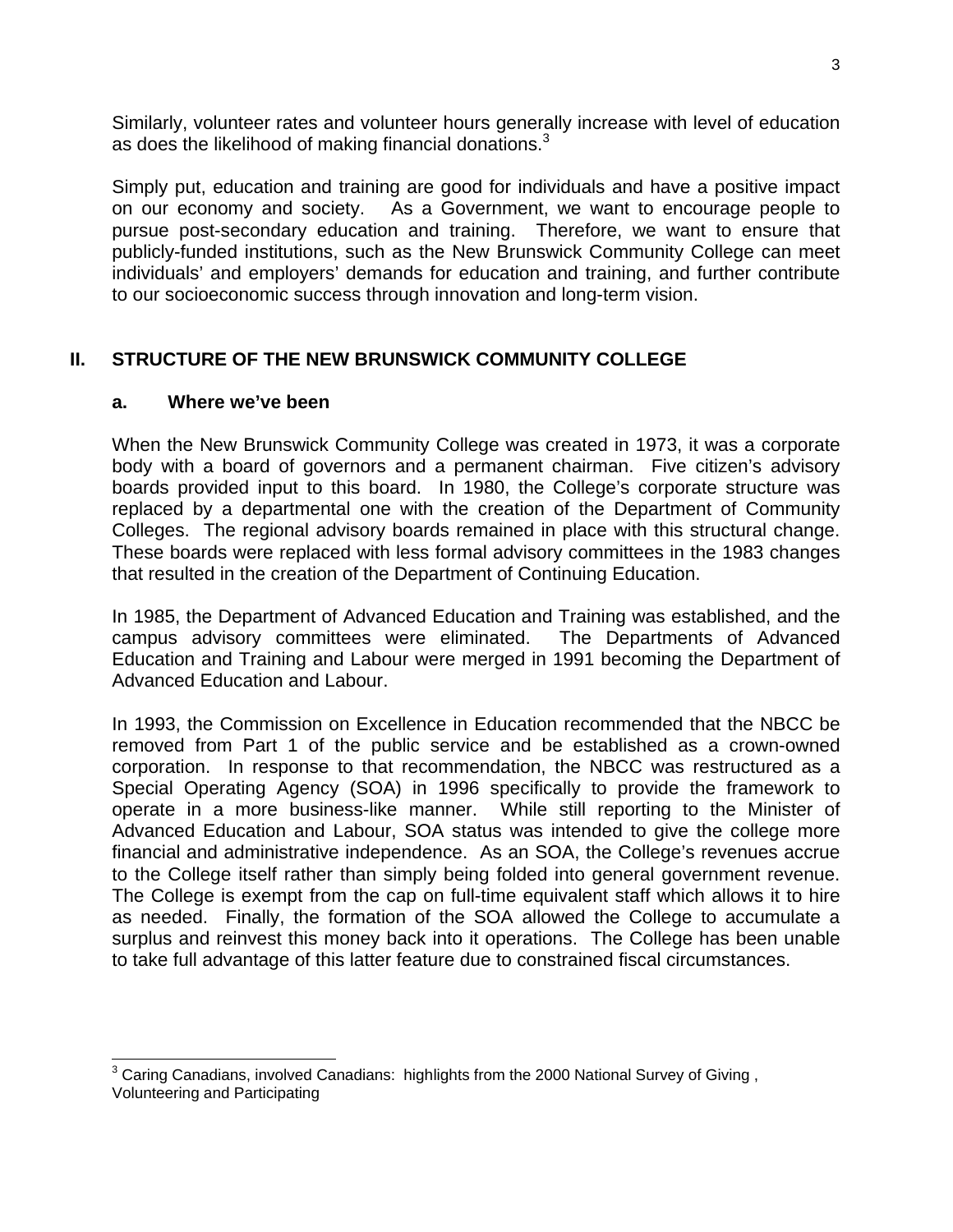Similarly, volunteer rates and volunteer hours generally increase with level of education as does the likelihood of making financial donations.[3]

Simply put, education and training are good for individuals and have a positive impact on our economy and society. As a Government, we want to encourage people to pursue post-secondary education and training. Therefore, we want to ensure that publicly-funded institutions, such as the New Brunswick Community College can meet individuals' and employers' demands for education and training, and further contribute to our socioeconomic success through innovation and long-term vision.

## II. STRUCTURE OF THE NEW BRUNSWICK COMMUNITY COLLEGE

### a. Where we've been

When the New Brunswick Community College was created in 1973, it was a corporate body with a board of governors and a permanent chairman. Five citizen's advisory boards provided input to this board. In 1980, the College's corporate structure was replaced by a departmental one with the creation of the Department of Community Colleges. The regional advisory boards remained in place with this structural change. These boards were replaced with less formal advisory committees in the 1983 changes that resulted in the creation of the Department of Continuing Education.

In 1985, the Department of Advanced Education and Training was established, and the campus advisory committees were eliminated. The Departments of Advanced Education and Training and Labour were merged in 1991 becoming the Department of Advanced Education and Labour.

In 1993, the Commission on Excellence in Education recommended that the NBCC be removed from Part 1 of the public service and be established as a crown-owned corporation. In response to that recommendation, the NBCC was restructured as a Special Operating Agency (SOA) in 1996 specifically to provide the framework to operate in a more business-like manner. While still reporting to the Minister of Advanced Education and Labour, SOA status was intended to give the college more financial and administrative independence. As an SOA, the College's revenues accrue to the College itself rather than simply being folded into general government revenue. The College is exempt from the cap on full-time equivalent staff which allows it to hire as needed. Finally, the formation of the SOA allowed the College to accumulate a surplus and reinvest this money back into it operations. The College has been unable to take full advantage of this latter feature due to constrained fiscal circumstances.

---

[3] Caring Canadians, involved Canadians: highlights from the 2000 National Survey of Giving , Volunteering and Participating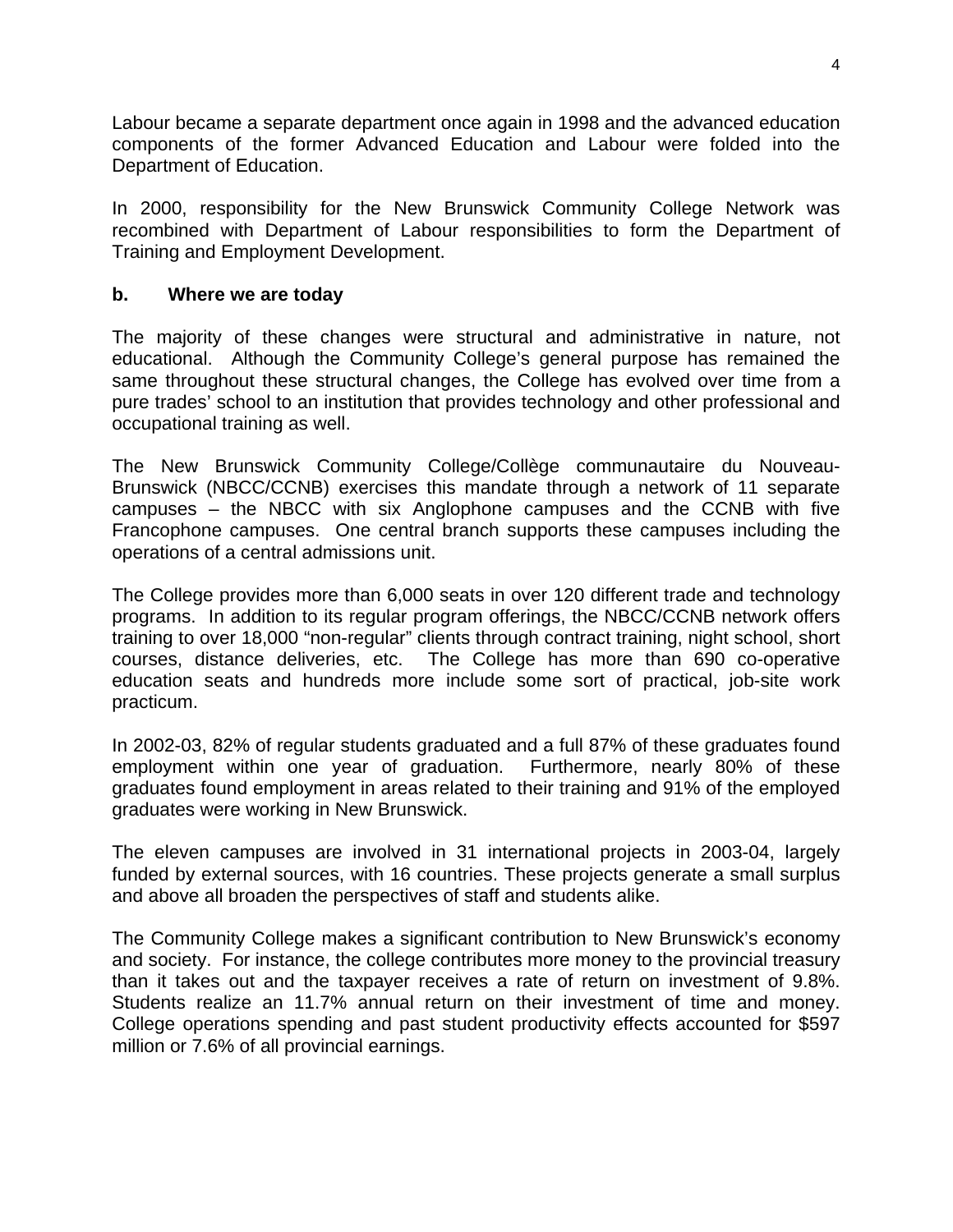Labour became a separate department once again in 1998 and the advanced education components of the former Advanced Education and Labour were folded into the Department of Education.

In 2000, responsibility for the New Brunswick Community College Network was recombined with Department of Labour responsibilities to form the Department of Training and Employment Development.

### b. Where we are today

The majority of these changes were structural and administrative in nature, not educational. Although the Community College's general purpose has remained the same throughout these structural changes, the College has evolved over time from a pure trades' school to an institution that provides technology and other professional and occupational training as well.

The New Brunswick Community College/Collège communautaire du Nouveau-Brunswick (NBCC/CCNB) exercises this mandate through a network of 11 separate campuses – the NBCC with six Anglophone campuses and the CCNB with five Francophone campuses. One central branch supports these campuses including the operations of a central admissions unit.

The College provides more than 6,000 seats in over 120 different trade and technology programs. In addition to its regular program offerings, the NBCC/CCNB network offers training to over 18,000 "non-regular" clients through contract training, night school, short courses, distance deliveries, etc. The College has more than 690 co-operative education seats and hundreds more include some sort of practical, job-site work practicum.

In 2002-03, 82% of regular students graduated and a full 87% of these graduates found employment within one year of graduation. Furthermore, nearly 80% of these graduates found employment in areas related to their training and 91% of the employed graduates were working in New Brunswick.

The eleven campuses are involved in 31 international projects in 2003-04, largely funded by external sources, with 16 countries. These projects generate a small surplus and above all broaden the perspectives of staff and students alike.

The Community College makes a significant contribution to New Brunswick's economy and society. For instance, the college contributes more money to the provincial treasury than it takes out and the taxpayer receives a rate of return on investment of 9.8%. Students realize an 11.7% annual return on their investment of time and money. College operations spending and past student productivity effects accounted for $597 million or 7.6% of all provincial earnings.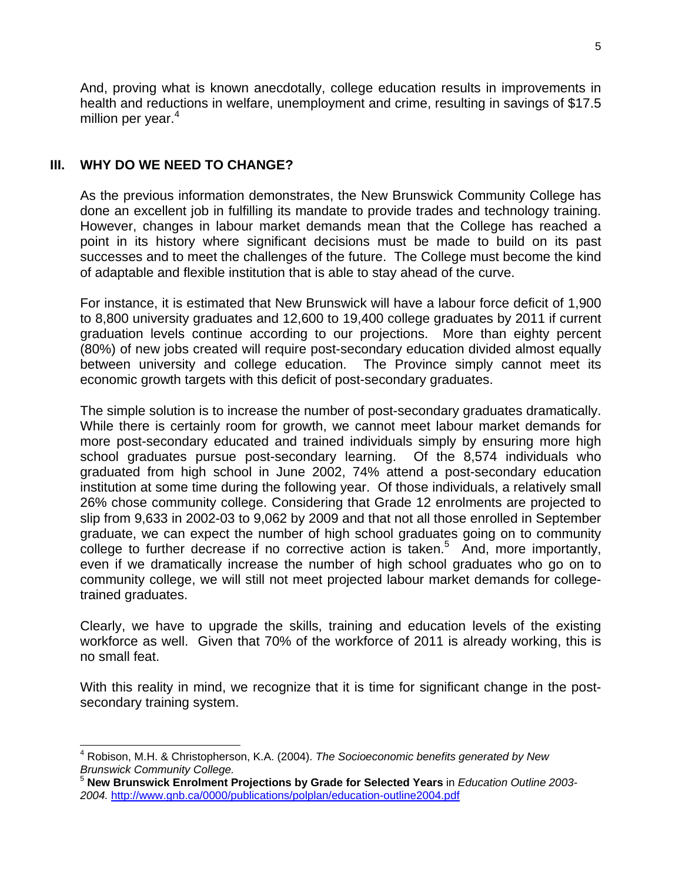And, proving what is known anecdotally, college education results in improvements in health and reductions in welfare, unemployment and crime, resulting in savings of $17.5 million per year.[4]

## III. WHY DO WE NEED TO CHANGE?

As the previous information demonstrates, the New Brunswick Community College has done an excellent job in fulfilling its mandate to provide trades and technology training. However, changes in labour market demands mean that the College has reached a point in its history where significant decisions must be made to build on its past successes and to meet the challenges of the future. The College must become the kind of adaptable and flexible institution that is able to stay ahead of the curve.

For instance, it is estimated that New Brunswick will have a labour force deficit of 1,900 to 8,800 university graduates and 12,600 to 19,400 college graduates by 2011 if current graduation levels continue according to our projections. More than eighty percent (80%) of new jobs created will require post-secondary education divided almost equally between university and college education. The Province simply cannot meet its economic growth targets with this deficit of post-secondary graduates.

The simple solution is to increase the number of post-secondary graduates dramatically. While there is certainly room for growth, we cannot meet labour market demands for more post-secondary educated and trained individuals simply by ensuring more high school graduates pursue post-secondary learning. Of the 8,574 individuals who graduated from high school in June 2002, 74% attend a post-secondary education institution at some time during the following year. Of those individuals, a relatively small 26% chose community college. Considering that Grade 12 enrolments are projected to slip from 9,633 in 2002-03 to 9,062 by 2009 and that not all those enrolled in September graduate, we can expect the number of high school graduates going on to community college to further decrease if no corrective action is taken.[5] And, more importantly, even if we dramatically increase the number of high school graduates who go on to community college, we will still not meet projected labour market demands for college-trained graduates.

Clearly, we have to upgrade the skills, training and education levels of the existing workforce as well. Given that 70% of the workforce of 2011 is already working, this is no small feat.

With this reality in mind, we recognize that it is time for significant change in the post-secondary training system.

---

[4] Robison, M.H. & Christopherson, K.A. (2004). *The Socioeconomic benefits generated by New Brunswick Community College.*

[5] **New Brunswick Enrolment Projections by Grade for Selected Years** in *Education Outline 2003-2004.* http://www.gnb.ca/0000/publications/polplan/education-outline2004.pdf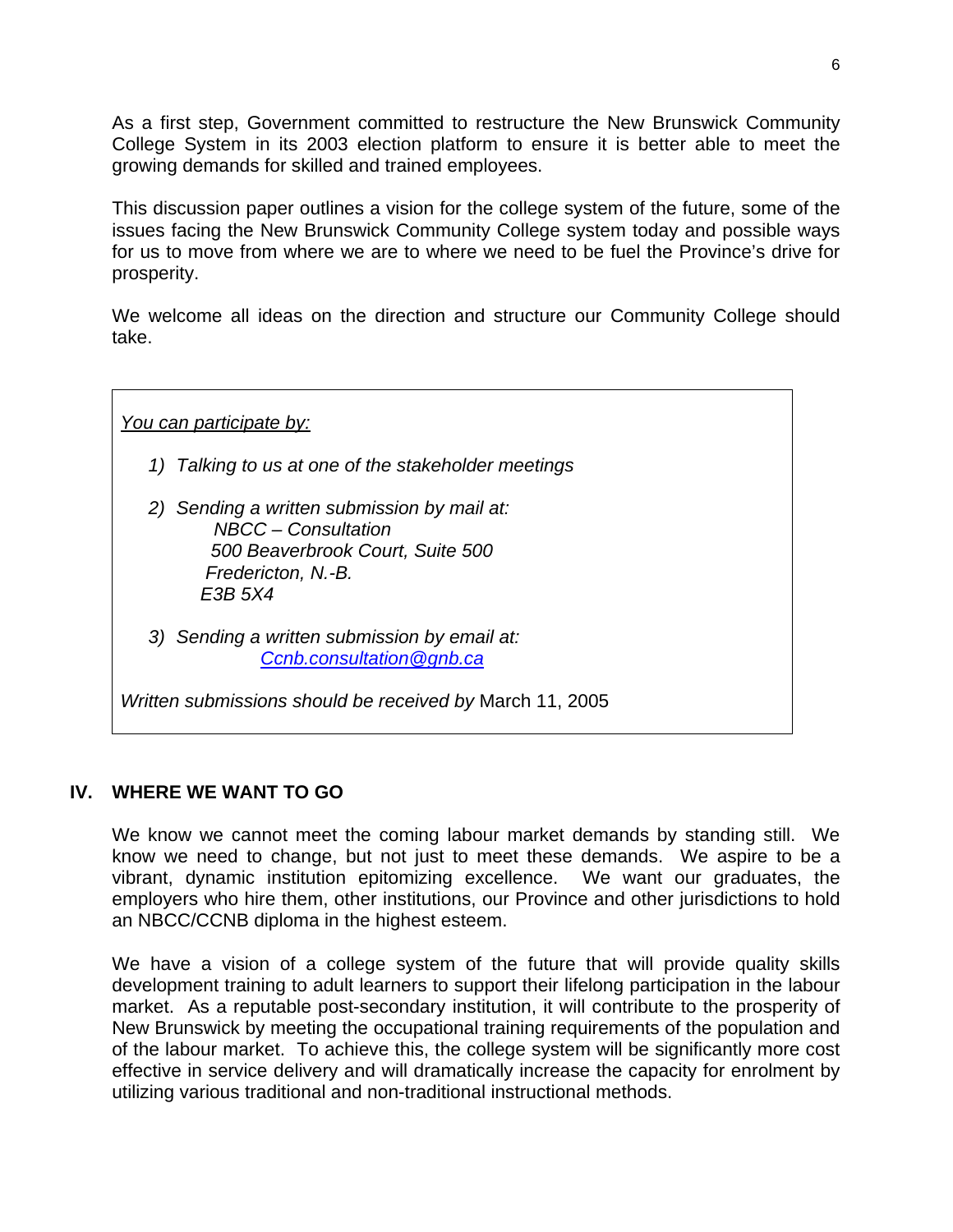As a first step, Government committed to restructure the New Brunswick Community College System in its 2003 election platform to ensure it is better able to meet the growing demands for skilled and trained employees.

This discussion paper outlines a vision for the college system of the future, some of the issues facing the New Brunswick Community College system today and possible ways for us to move from where we are to where we need to be fuel the Province's drive for prosperity.

We welcome all ideas on the direction and structure our Community College should take.

> *<u>You can participate by:</u>*
>
> 1) *Talking to us at one of the stakeholder meetings*
>
> 2) *Sending a written submission by mail at:*
>    *NBCC – Consultation*
>    *500 Beaverbrook Court, Suite 500*
>    *Fredericton, N.-B.*
>    *E3B 5X4*
>
> 3) *Sending a written submission by email at:*
>    *Ccnb.consultation@gnb.ca*
>
> *Written submissions should be received by* March 11, 2005

## IV. WHERE WE WANT TO GO

We know we cannot meet the coming labour market demands by standing still. We know we need to change, but not just to meet these demands. We aspire to be a vibrant, dynamic institution epitomizing excellence. We want our graduates, the employers who hire them, other institutions, our Province and other jurisdictions to hold an NBCC/CCNB diploma in the highest esteem.

We have a vision of a college system of the future that will provide quality skills development training to adult learners to support their lifelong participation in the labour market. As a reputable post-secondary institution, it will contribute to the prosperity of New Brunswick by meeting the occupational training requirements of the population and of the labour market. To achieve this, the college system will be significantly more cost effective in service delivery and will dramatically increase the capacity for enrolment by utilizing various traditional and non-traditional instructional methods.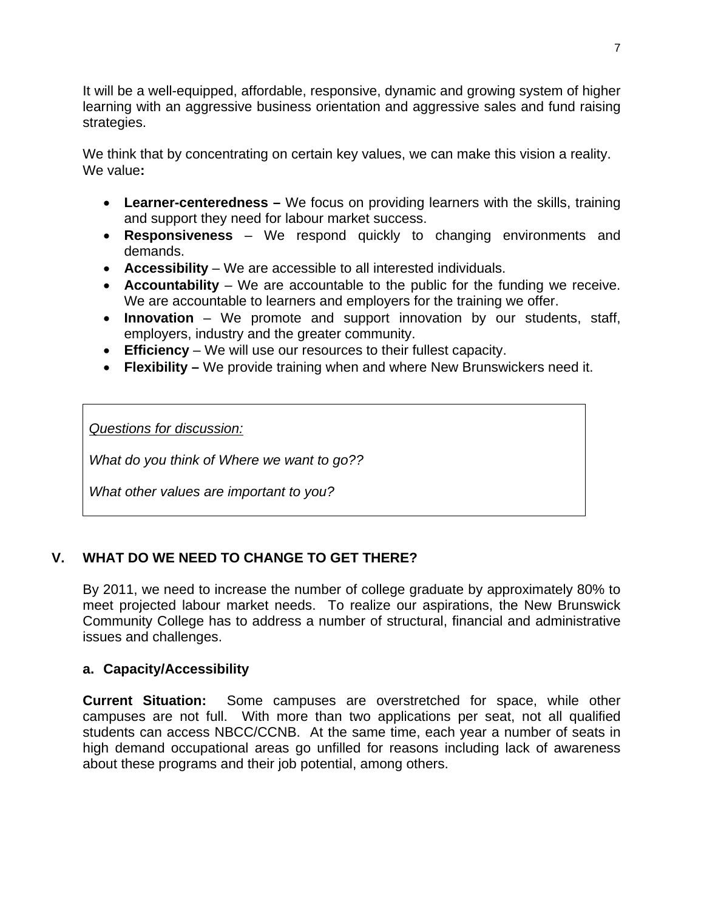It will be a well-equipped, affordable, responsive, dynamic and growing system of higher learning with an aggressive business orientation and aggressive sales and fund raising strategies.

We think that by concentrating on certain key values, we can make this vision a reality. We value**:**

- **Learner-centeredness –** We focus on providing learners with the skills, training and support they need for labour market success.
- **Responsiveness** – We respond quickly to changing environments and demands.
- **Accessibility** – We are accessible to all interested individuals.
- **Accountability** – We are accountable to the public for the funding we receive. We are accountable to learners and employers for the training we offer.
- **Innovation** – We promote and support innovation by our students, staff, employers, industry and the greater community.
- **Efficiency** – We will use our resources to their fullest capacity.
- **Flexibility –** We provide training when and where New Brunswickers need it.

> *Questions for discussion:*
>
> *What do you think of Where we want to go??*
>
> *What other values are important to you?*

## V. WHAT DO WE NEED TO CHANGE TO GET THERE?

By 2011, we need to increase the number of college graduate by approximately 80% to meet projected labour market needs. To realize our aspirations, the New Brunswick Community College has to address a number of structural, financial and administrative issues and challenges.

### a. Capacity/Accessibility

**Current Situation:** Some campuses are overstretched for space, while other campuses are not full. With more than two applications per seat, not all qualified students can access NBCC/CCNB. At the same time, each year a number of seats in high demand occupational areas go unfilled for reasons including lack of awareness about these programs and their job potential, among others.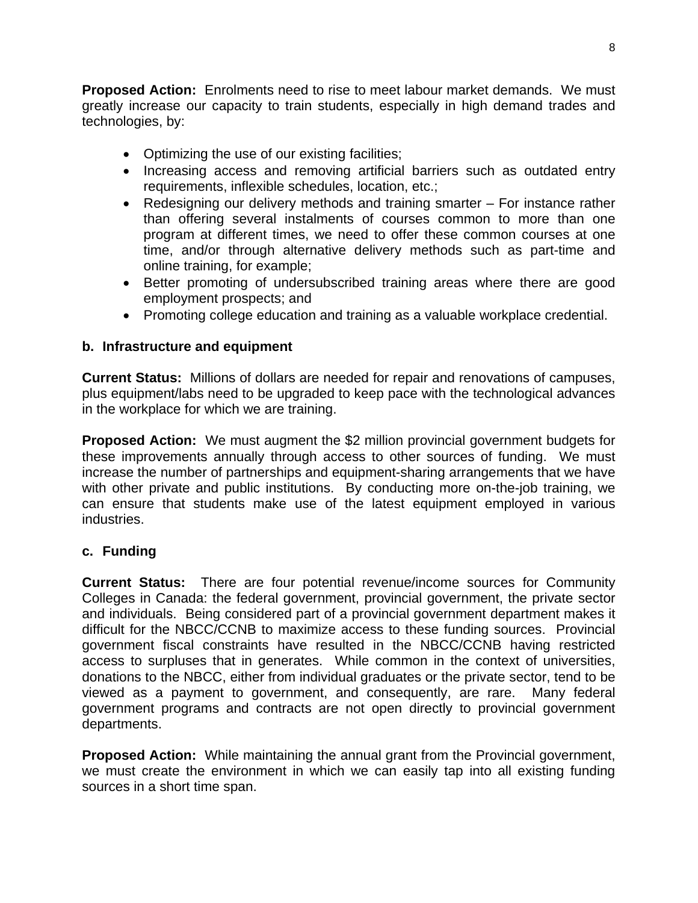**Proposed Action:** Enrolments need to rise to meet labour market demands. We must greatly increase our capacity to train students, especially in high demand trades and technologies, by:

- Optimizing the use of our existing facilities;
- Increasing access and removing artificial barriers such as outdated entry requirements, inflexible schedules, location, etc.;
- Redesigning our delivery methods and training smarter – For instance rather than offering several instalments of courses common to more than one program at different times, we need to offer these common courses at one time, and/or through alternative delivery methods such as part-time and online training, for example;
- Better promoting of undersubscribed training areas where there are good employment prospects; and
- Promoting college education and training as a valuable workplace credential.

**b. Infrastructure and equipment**

**Current Status:** Millions of dollars are needed for repair and renovations of campuses, plus equipment/labs need to be upgraded to keep pace with the technological advances in the workplace for which we are training.

**Proposed Action:** We must augment the $2 million provincial government budgets for these improvements annually through access to other sources of funding. We must increase the number of partnerships and equipment-sharing arrangements that we have with other private and public institutions. By conducting more on-the-job training, we can ensure that students make use of the latest equipment employed in various industries.

**c. Funding**

**Current Status:** There are four potential revenue/income sources for Community Colleges in Canada: the federal government, provincial government, the private sector and individuals. Being considered part of a provincial government department makes it difficult for the NBCC/CCNB to maximize access to these funding sources. Provincial government fiscal constraints have resulted in the NBCC/CCNB having restricted access to surpluses that in generates. While common in the context of universities, donations to the NBCC, either from individual graduates or the private sector, tend to be viewed as a payment to government, and consequently, are rare. Many federal government programs and contracts are not open directly to provincial government departments.

**Proposed Action:** While maintaining the annual grant from the Provincial government, we must create the environment in which we can easily tap into all existing funding sources in a short time span.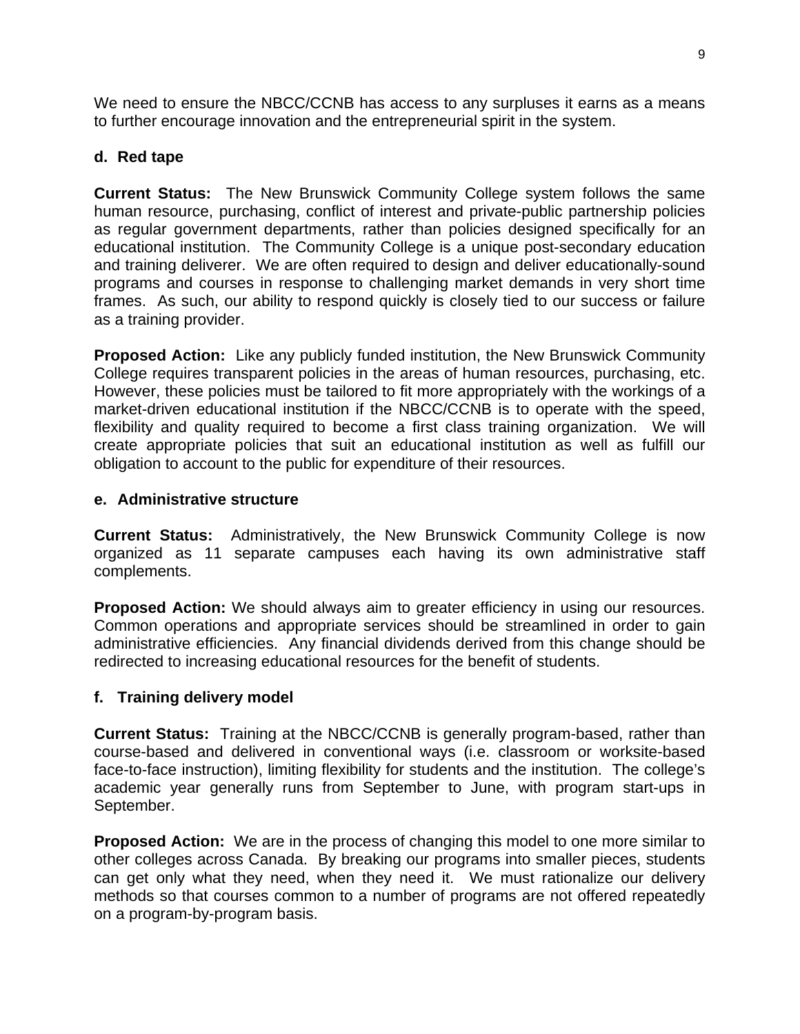We need to ensure the NBCC/CCNB has access to any surpluses it earns as a means to further encourage innovation and the entrepreneurial spirit in the system.

### d. Red tape

**Current Status:** The New Brunswick Community College system follows the same human resource, purchasing, conflict of interest and private-public partnership policies as regular government departments, rather than policies designed specifically for an educational institution. The Community College is a unique post-secondary education and training deliverer. We are often required to design and deliver educationally-sound programs and courses in response to challenging market demands in very short time frames. As such, our ability to respond quickly is closely tied to our success or failure as a training provider.

**Proposed Action:** Like any publicly funded institution, the New Brunswick Community College requires transparent policies in the areas of human resources, purchasing, etc. However, these policies must be tailored to fit more appropriately with the workings of a market-driven educational institution if the NBCC/CCNB is to operate with the speed, flexibility and quality required to become a first class training organization. We will create appropriate policies that suit an educational institution as well as fulfill our obligation to account to the public for expenditure of their resources.

### e. Administrative structure

**Current Status:** Administratively, the New Brunswick Community College is now organized as 11 separate campuses each having its own administrative staff complements.

**Proposed Action:** We should always aim to greater efficiency in using our resources. Common operations and appropriate services should be streamlined in order to gain administrative efficiencies. Any financial dividends derived from this change should be redirected to increasing educational resources for the benefit of students.

### f. Training delivery model

**Current Status:** Training at the NBCC/CCNB is generally program-based, rather than course-based and delivered in conventional ways (i.e. classroom or worksite-based face-to-face instruction), limiting flexibility for students and the institution. The college's academic year generally runs from September to June, with program start-ups in September.

**Proposed Action:** We are in the process of changing this model to one more similar to other colleges across Canada. By breaking our programs into smaller pieces, students can get only what they need, when they need it. We must rationalize our delivery methods so that courses common to a number of programs are not offered repeatedly on a program-by-program basis.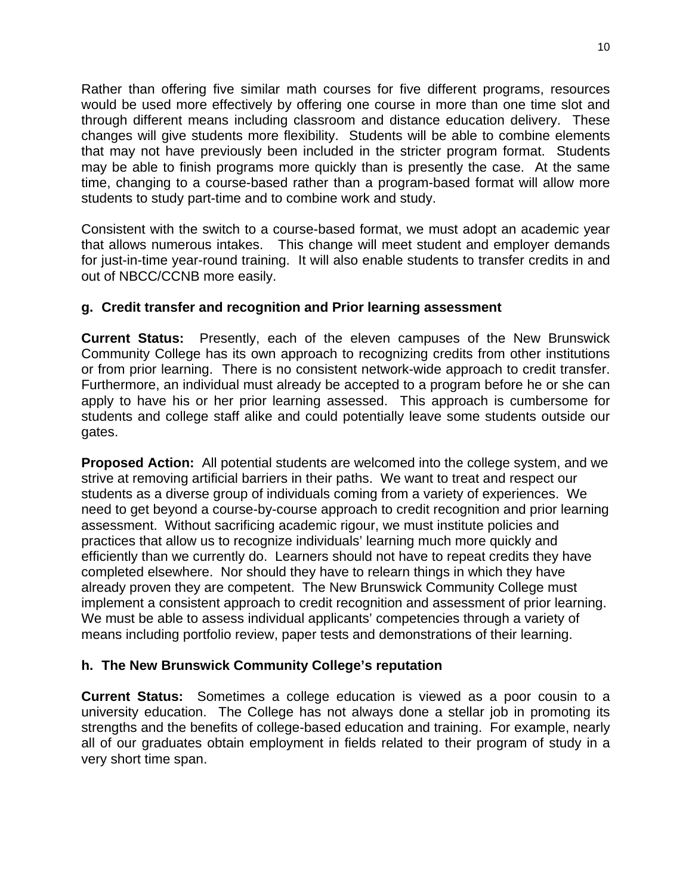Rather than offering five similar math courses for five different programs, resources would be used more effectively by offering one course in more than one time slot and through different means including classroom and distance education delivery. These changes will give students more flexibility. Students will be able to combine elements that may not have previously been included in the stricter program format. Students may be able to finish programs more quickly than is presently the case. At the same time, changing to a course-based rather than a program-based format will allow more students to study part-time and to combine work and study.

Consistent with the switch to a course-based format, we must adopt an academic year that allows numerous intakes. This change will meet student and employer demands for just-in-time year-round training. It will also enable students to transfer credits in and out of NBCC/CCNB more easily.

### g. Credit transfer and recognition and Prior learning assessment

**Current Status:** Presently, each of the eleven campuses of the New Brunswick Community College has its own approach to recognizing credits from other institutions or from prior learning. There is no consistent network-wide approach to credit transfer. Furthermore, an individual must already be accepted to a program before he or she can apply to have his or her prior learning assessed. This approach is cumbersome for students and college staff alike and could potentially leave some students outside our gates.

**Proposed Action:** All potential students are welcomed into the college system, and we strive at removing artificial barriers in their paths. We want to treat and respect our students as a diverse group of individuals coming from a variety of experiences. We need to get beyond a course-by-course approach to credit recognition and prior learning assessment. Without sacrificing academic rigour, we must institute policies and practices that allow us to recognize individuals' learning much more quickly and efficiently than we currently do. Learners should not have to repeat credits they have completed elsewhere. Nor should they have to relearn things in which they have already proven they are competent. The New Brunswick Community College must implement a consistent approach to credit recognition and assessment of prior learning. We must be able to assess individual applicants' competencies through a variety of means including portfolio review, paper tests and demonstrations of their learning.

### h. The New Brunswick Community College's reputation

**Current Status:** Sometimes a college education is viewed as a poor cousin to a university education. The College has not always done a stellar job in promoting its strengths and the benefits of college-based education and training. For example, nearly all of our graduates obtain employment in fields related to their program of study in a very short time span.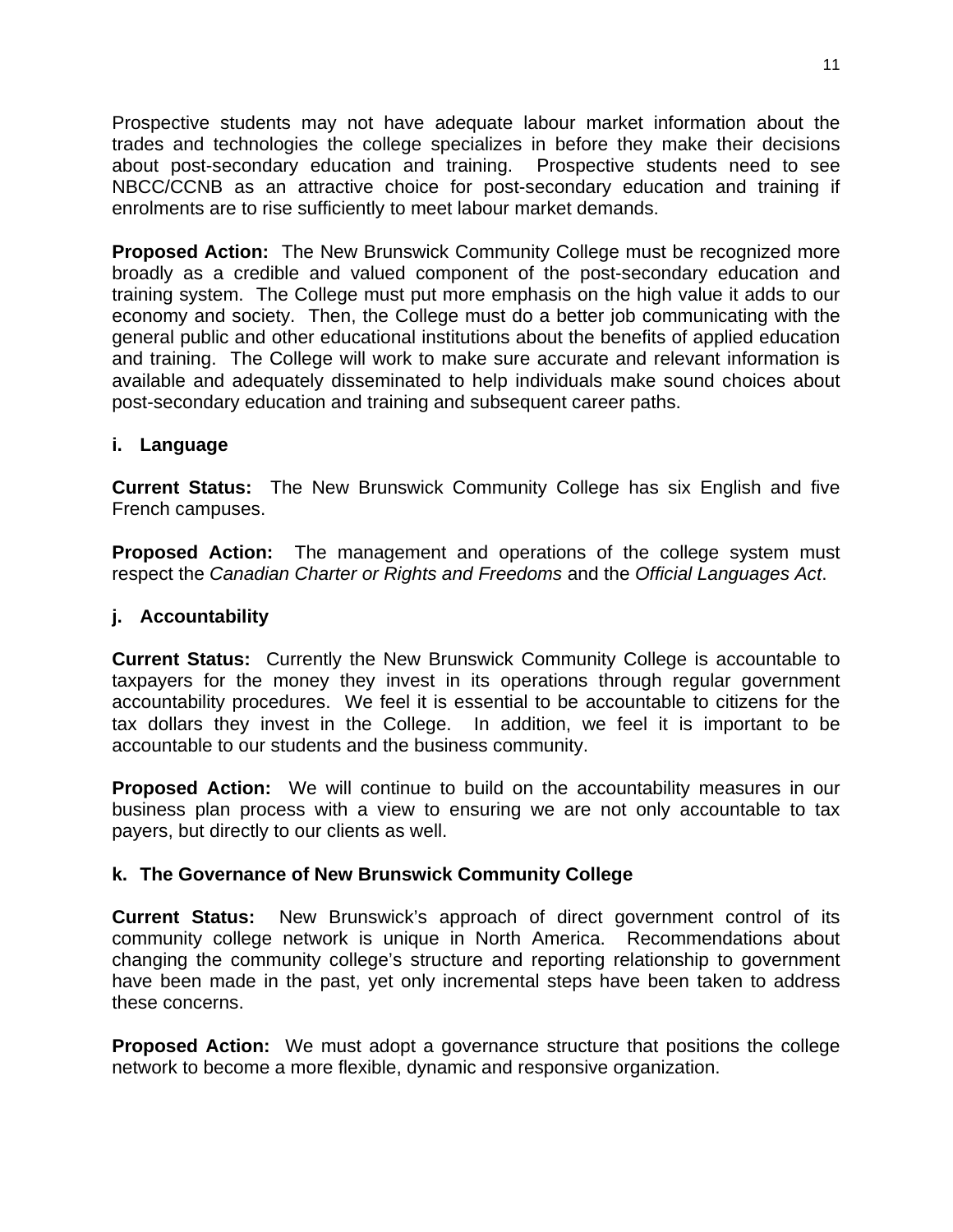Prospective students may not have adequate labour market information about the trades and technologies the college specializes in before they make their decisions about post-secondary education and training. Prospective students need to see NBCC/CCNB as an attractive choice for post-secondary education and training if enrolments are to rise sufficiently to meet labour market demands.

**Proposed Action:** The New Brunswick Community College must be recognized more broadly as a credible and valued component of the post-secondary education and training system. The College must put more emphasis on the high value it adds to our economy and society. Then, the College must do a better job communicating with the general public and other educational institutions about the benefits of applied education and training. The College will work to make sure accurate and relevant information is available and adequately disseminated to help individuals make sound choices about post-secondary education and training and subsequent career paths.

### i. Language

**Current Status:** The New Brunswick Community College has six English and five French campuses.

**Proposed Action:** The management and operations of the college system must respect the *Canadian Charter or Rights and Freedoms* and the *Official Languages Act*.

### j. Accountability

**Current Status:** Currently the New Brunswick Community College is accountable to taxpayers for the money they invest in its operations through regular government accountability procedures. We feel it is essential to be accountable to citizens for the tax dollars they invest in the College. In addition, we feel it is important to be accountable to our students and the business community.

**Proposed Action:** We will continue to build on the accountability measures in our business plan process with a view to ensuring we are not only accountable to tax payers, but directly to our clients as well.

### k. The Governance of New Brunswick Community College

**Current Status:** New Brunswick's approach of direct government control of its community college network is unique in North America. Recommendations about changing the community college's structure and reporting relationship to government have been made in the past, yet only incremental steps have been taken to address these concerns.

**Proposed Action:** We must adopt a governance structure that positions the college network to become a more flexible, dynamic and responsive organization.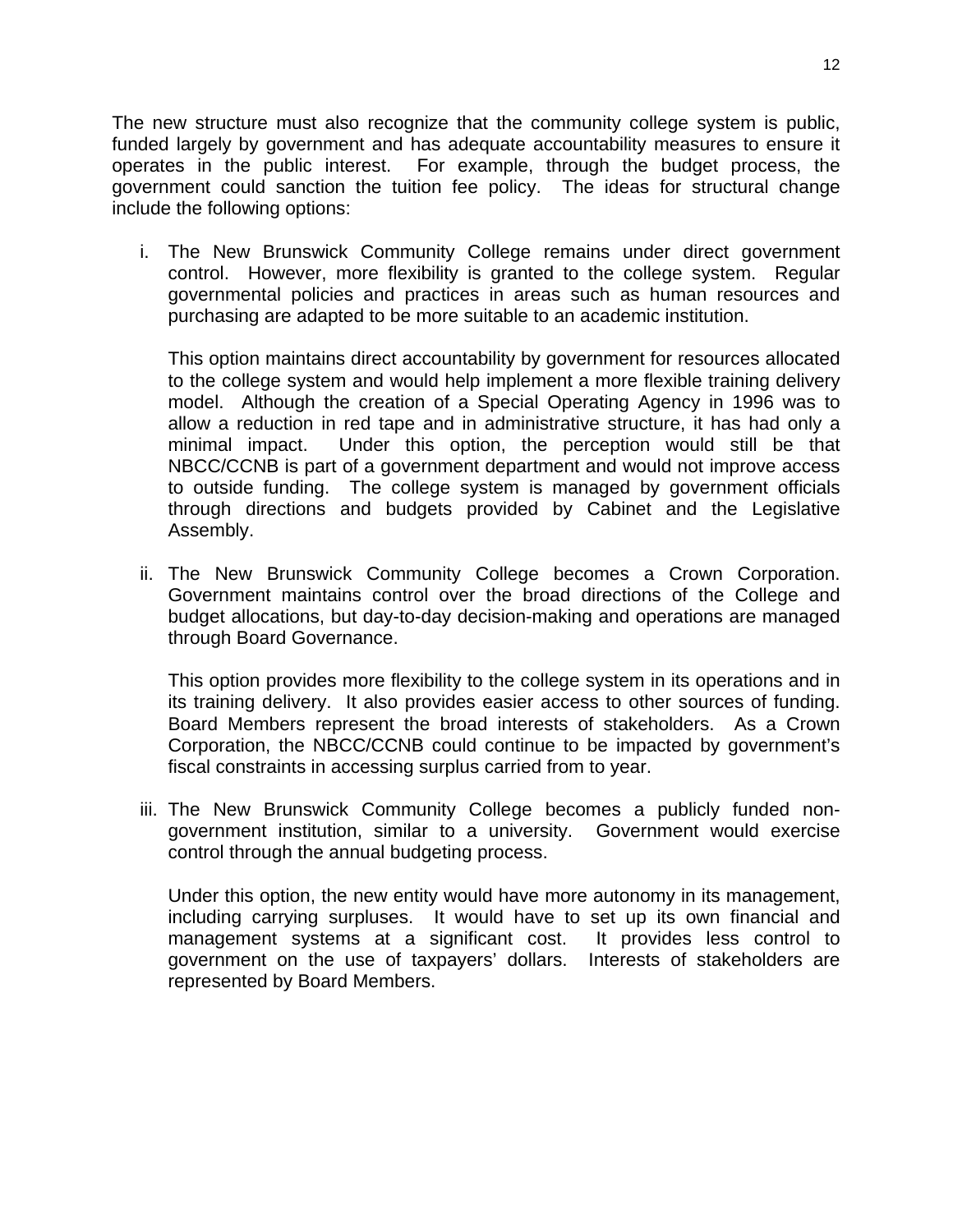The new structure must also recognize that the community college system is public, funded largely by government and has adequate accountability measures to ensure it operates in the public interest. For example, through the budget process, the government could sanction the tuition fee policy. The ideas for structural change include the following options:

i. The New Brunswick Community College remains under direct government control. However, more flexibility is granted to the college system. Regular governmental policies and practices in areas such as human resources and purchasing are adapted to be more suitable to an academic institution.

   This option maintains direct accountability by government for resources allocated to the college system and would help implement a more flexible training delivery model. Although the creation of a Special Operating Agency in 1996 was to allow a reduction in red tape and in administrative structure, it has had only a minimal impact. Under this option, the perception would still be that NBCC/CCNB is part of a government department and would not improve access to outside funding. The college system is managed by government officials through directions and budgets provided by Cabinet and the Legislative Assembly.

ii. The New Brunswick Community College becomes a Crown Corporation. Government maintains control over the broad directions of the College and budget allocations, but day-to-day decision-making and operations are managed through Board Governance.

   This option provides more flexibility to the college system in its operations and in its training delivery. It also provides easier access to other sources of funding. Board Members represent the broad interests of stakeholders. As a Crown Corporation, the NBCC/CCNB could continue to be impacted by government's fiscal constraints in accessing surplus carried from to year.

iii. The New Brunswick Community College becomes a publicly funded non-government institution, similar to a university. Government would exercise control through the annual budgeting process.

   Under this option, the new entity would have more autonomy in its management, including carrying surpluses. It would have to set up its own financial and management systems at a significant cost. It provides less control to government on the use of taxpayers' dollars. Interests of stakeholders are represented by Board Members.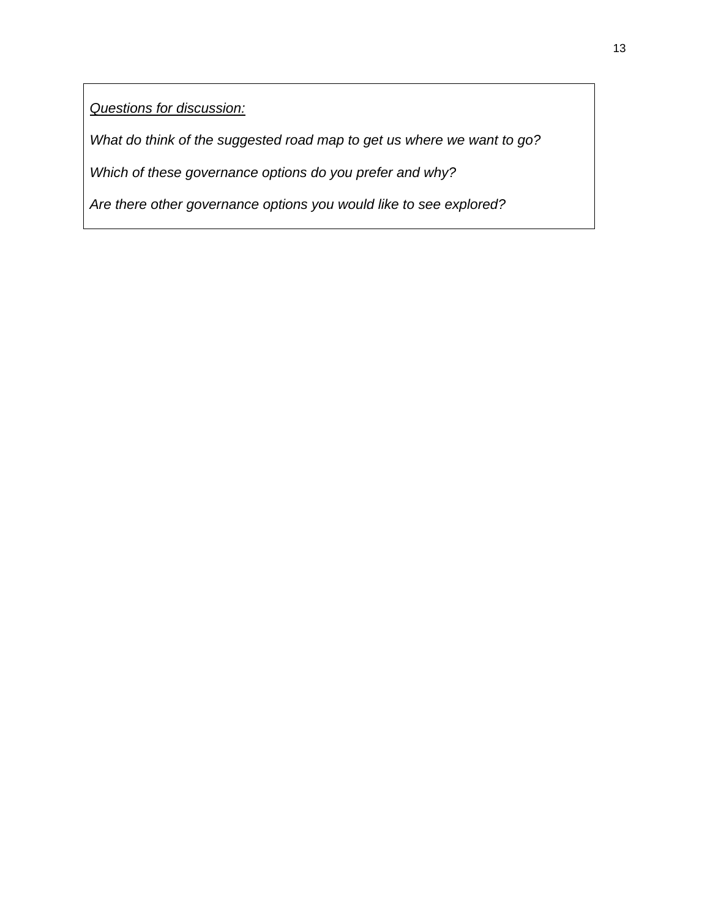*<u>Questions for discussion:</u>*

*What do think of the suggested road map to get us where we want to go?*

*Which of these governance options do you prefer and why?*

*Are there other governance options you would like to see explored?*